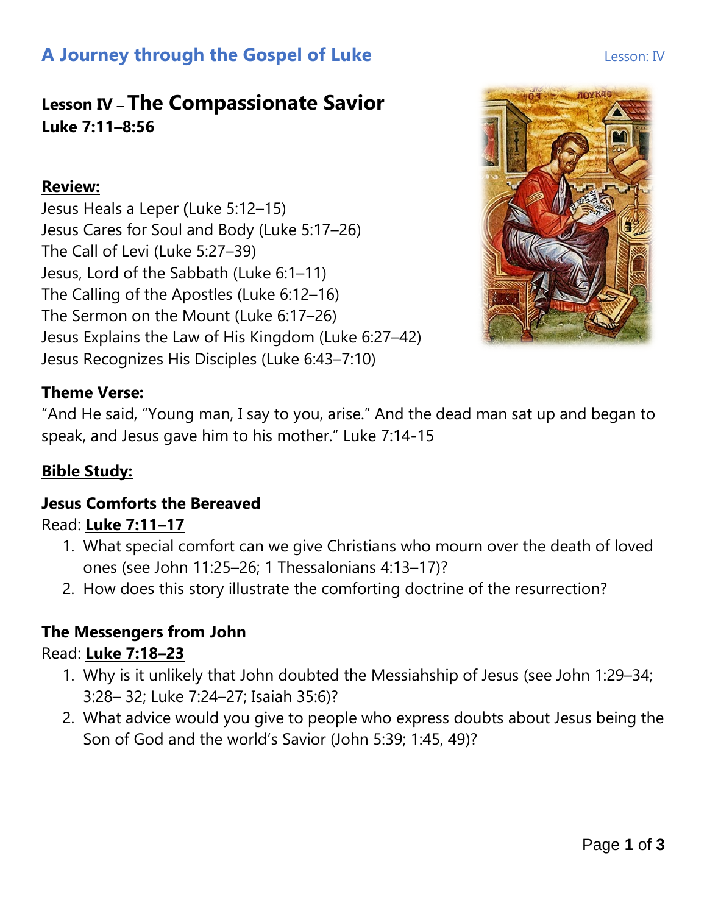# A Journey through the Gospel of Luke

## Lesson IV – The Compassionate Savior

**Luke 7:11–8:56**

**Review:**

Jesus Heals a Leper (Luke 5:12–15)
Jesus Cares for Soul and Body (Luke 5:17–26)
The Call of Levi (Luke 5:27–39)
Jesus, Lord of the Sabbath (Luke 6:1–11)
The Calling of the Apostles (Luke 6:12–16)
The Sermon on the Mount (Luke 6:17–26)
Jesus Explains the Law of His Kingdom (Luke 6:27–42)
Jesus Recognizes His Disciples (Luke 6:43–7:10)

**Theme Verse:**

"And He said, "Young man, I say to you, arise." And the dead man sat up and began to speak, and Jesus gave him to his mother." Luke 7:14-15

**Bible Study:**

### Jesus Comforts the Bereaved

Read: **Luke 7:11–17**

1. What special comfort can we give Christians who mourn over the death of loved ones (see John 11:25–26; 1 Thessalonians 4:13–17)?
2. How does this story illustrate the comforting doctrine of the resurrection?

### The Messengers from John

Read: **Luke 7:18–23**

1. Why is it unlikely that John doubted the Messiahship of Jesus (see John 1:29–34; 3:28– 32; Luke 7:24–27; Isaiah 35:6)?
2. What advice would you give to people who express doubts about Jesus being the Son of God and the world's Savior (John 5:39; 1:45, 49)?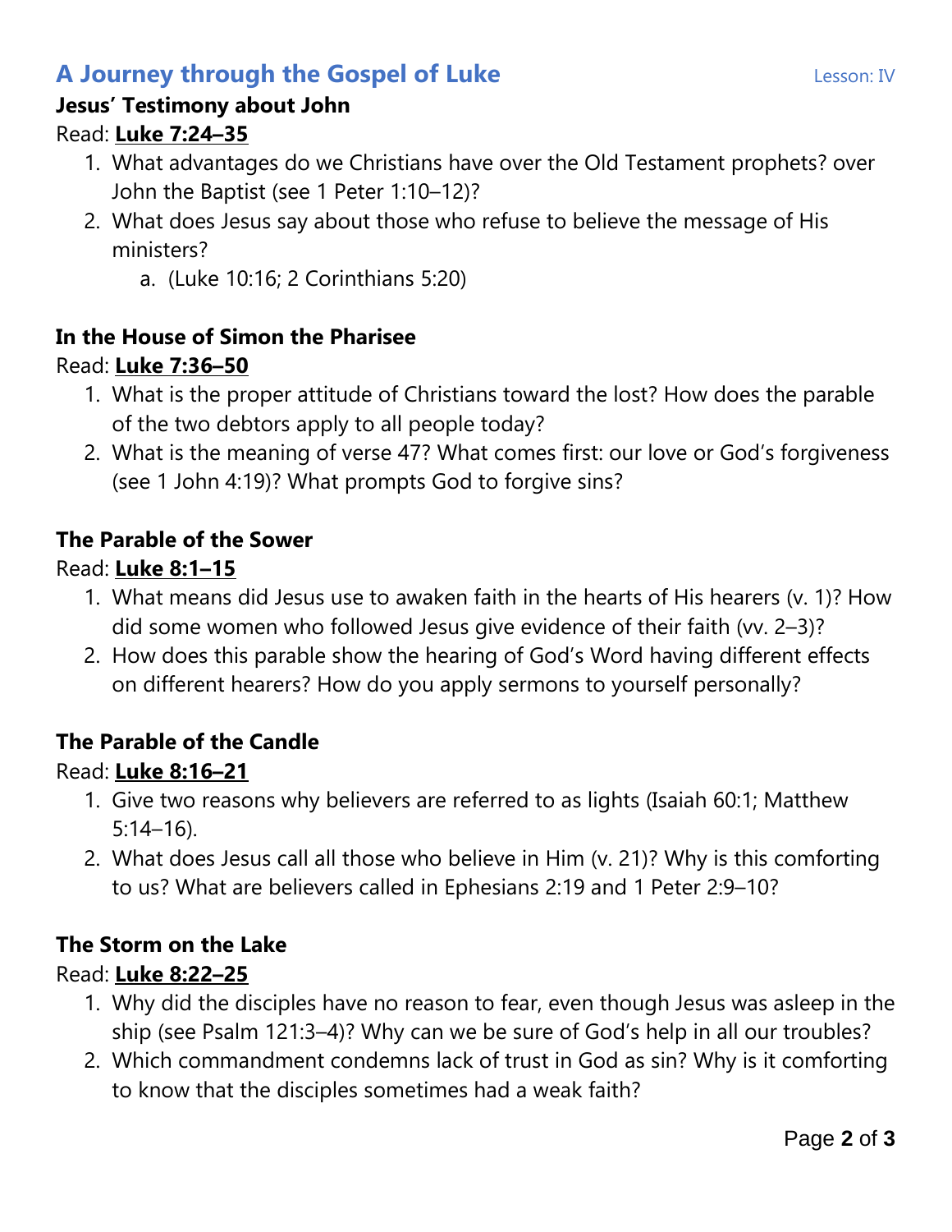# A Journey through the Gospel of Luke

Lesson: IV

### Jesus' Testimony about John

Read: **Luke 7:24–35**

1. What advantages do we Christians have over the Old Testament prophets? over John the Baptist (see 1 Peter 1:10–12)?
2. What does Jesus say about those who refuse to believe the message of His ministers?
    a. (Luke 10:16; 2 Corinthians 5:20)

### In the House of Simon the Pharisee

Read: **Luke 7:36–50**

1. What is the proper attitude of Christians toward the lost? How does the parable of the two debtors apply to all people today?
2. What is the meaning of verse 47? What comes first: our love or God's forgiveness (see 1 John 4:19)? What prompts God to forgive sins?

### The Parable of the Sower

Read: **Luke 8:1–15**

1. What means did Jesus use to awaken faith in the hearts of His hearers (v. 1)? How did some women who followed Jesus give evidence of their faith (vv. 2–3)?
2. How does this parable show the hearing of God's Word having different effects on different hearers? How do you apply sermons to yourself personally?

### The Parable of the Candle

Read: **Luke 8:16–21**

1. Give two reasons why believers are referred to as lights (Isaiah 60:1; Matthew 5:14–16).
2. What does Jesus call all those who believe in Him (v. 21)? Why is this comforting to us? What are believers called in Ephesians 2:19 and 1 Peter 2:9–10?

### The Storm on the Lake

Read: **Luke 8:22–25**

1. Why did the disciples have no reason to fear, even though Jesus was asleep in the ship (see Psalm 121:3–4)? Why can we be sure of God's help in all our troubles?
2. Which commandment condemns lack of trust in God as sin? Why is it comforting to know that the disciples sometimes had a weak faith?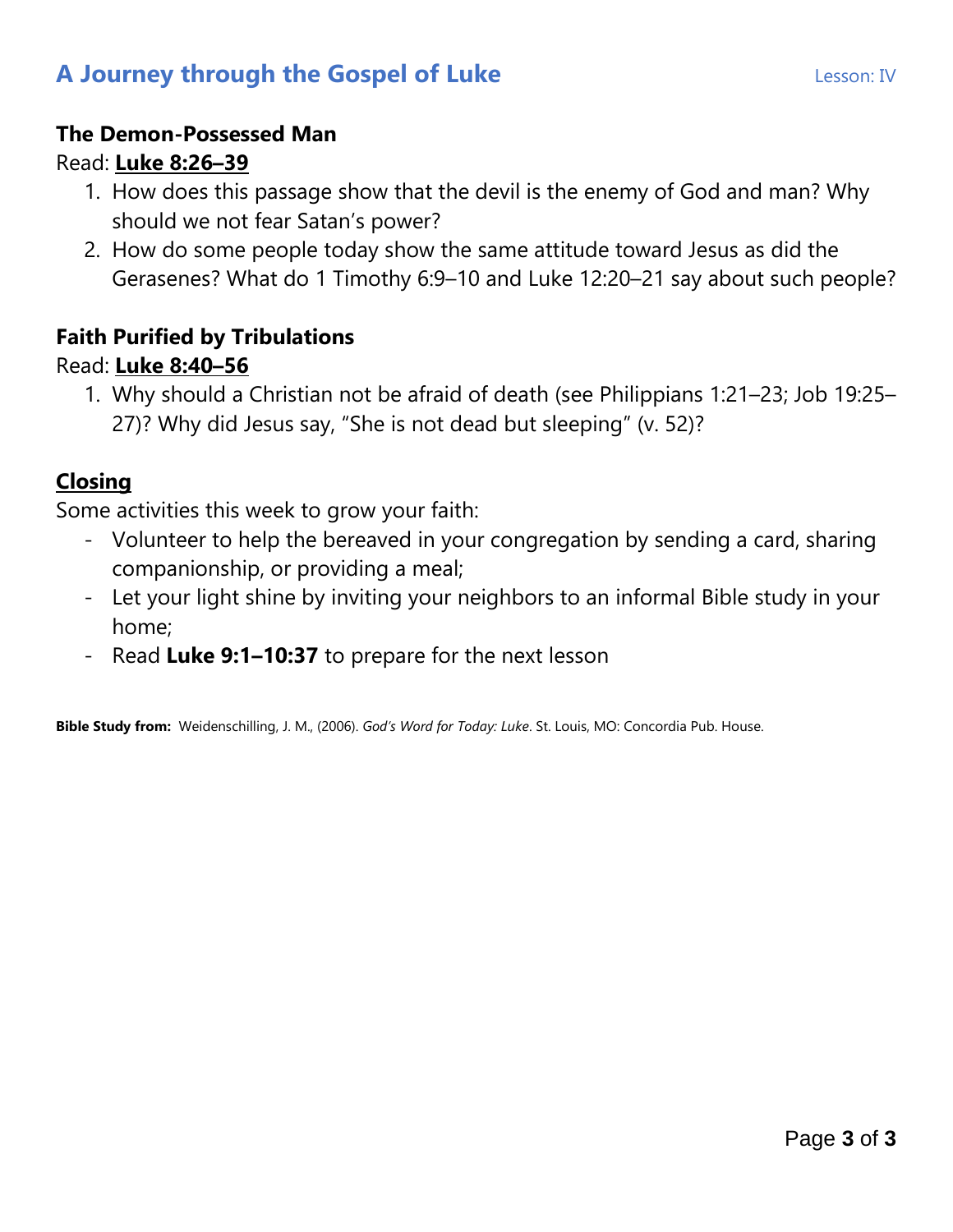### The Demon-Possessed Man

Read: **Luke 8:26–39**

1. How does this passage show that the devil is the enemy of God and man? Why should we not fear Satan's power?
2. How do some people today show the same attitude toward Jesus as did the Gerasenes? What do 1 Timothy 6:9–10 and Luke 12:20–21 say about such people?

### Faith Purified by Tribulations

Read: **Luke 8:40–56**

1. Why should a Christian not be afraid of death (see Philippians 1:21–23; Job 19:25–27)? Why did Jesus say, "She is not dead but sleeping" (v. 52)?

## Closing

Some activities this week to grow your faith:

- Volunteer to help the bereaved in your congregation by sending a card, sharing companionship, or providing a meal;
- Let your light shine by inviting your neighbors to an informal Bible study in your home;
- Read **Luke 9:1–10:37** to prepare for the next lesson

**Bible Study from:** Weidenschilling, J. M., (2006). *God's Word for Today: Luke*. St. Louis, MO: Concordia Pub. House.